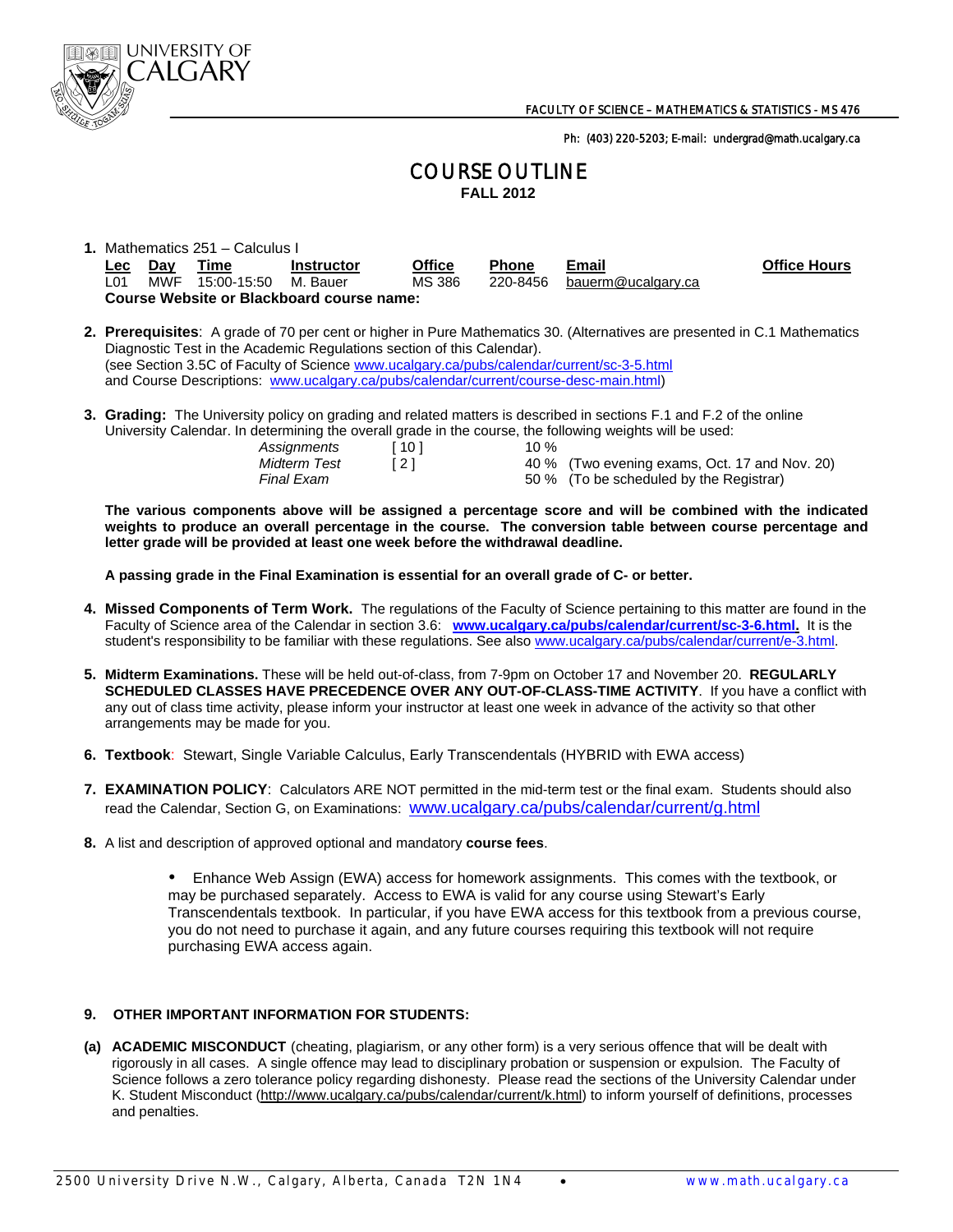UNIVERSITY OF CALGARY

FACULTY OF SCIENCE – MATHEMATICS & STATISTICS - MS 476

Ph: (403) 220-5203; E-mail: undergrad@math.ucalgary.ca

# COURSE OUTLINE

**FALL 2012**

1. Mathematics 251 – Calculus I

| Lec | Day | Time | Instructor | Office | Phone | Email | Office Hours |
|---|---|---|---|---|---|---|---|
| L01 | MWF | 15:00-15:50 | M. Bauer | MS 386 | 220-8456 | bauerm@ucalgary.ca | |

**Course Website or Blackboard course name:**

2. **Prerequisites**: A grade of 70 per cent or higher in Pure Mathematics 30. (Alternatives are presented in C.1 Mathematics Diagnostic Test in the Academic Regulations section of this Calendar).
(see Section 3.5C of Faculty of Science www.ucalgary.ca/pubs/calendar/current/sc-3-5.html and Course Descriptions: www.ucalgary.ca/pubs/calendar/current/course-desc-main.html)

3. **Grading:** The University policy on grading and related matters is described in sections F.1 and F.2 of the online University Calendar. In determining the overall grade in the course, the following weights will be used:

| | | | |
|---|---|---|---|
| *Assignments* | [ 10 ] | 10 % | |
| *Midterm Test* | [ 2 ] | 40 % | (Two evening exams, Oct. 17 and Nov. 20) |
| *Final Exam* | | 50 % | (To be scheduled by the Registrar) |

**The various components above will be assigned a percentage score and will be combined with the indicated weights to produce an overall percentage in the course. The conversion table between course percentage and letter grade will be provided at least one week before the withdrawal deadline.**

**A passing grade in the Final Examination is essential for an overall grade of C- or better.**

4. **Missed Components of Term Work.** The regulations of the Faculty of Science pertaining to this matter are found in the Faculty of Science area of the Calendar in section 3.6: **www.ucalgary.ca/pubs/calendar/current/sc-3-6.html.** It is the student's responsibility to be familiar with these regulations. See also www.ucalgary.ca/pubs/calendar/current/e-3.html.

5. **Midterm Examinations.** These will be held out-of-class, from 7-9pm on October 17 and November 20. **REGULARLY SCHEDULED CLASSES HAVE PRECEDENCE OVER ANY OUT-OF-CLASS-TIME ACTIVITY**. If you have a conflict with any out of class time activity, please inform your instructor at least one week in advance of the activity so that other arrangements may be made for you.

6. **Textbook**: Stewart, Single Variable Calculus, Early Transcendentals (HYBRID with EWA access)

7. **EXAMINATION POLICY**: Calculators ARE NOT permitted in the mid-term test or the final exam. Students should also read the Calendar, Section G, on Examinations: www.ucalgary.ca/pubs/calendar/current/g.html

8. A list and description of approved optional and mandatory **course fees**.

   - Enhance Web Assign (EWA) access for homework assignments. This comes with the textbook, or may be purchased separately. Access to EWA is valid for any course using Stewart's Early Transcendentals textbook. In particular, if you have EWA access for this textbook from a previous course, you do not need to purchase it again, and any future courses requiring this textbook will not require purchasing EWA access again.

9. **OTHER IMPORTANT INFORMATION FOR STUDENTS:**

**(a) ACADEMIC MISCONDUCT** (cheating, plagiarism, or any other form) is a very serious offence that will be dealt with rigorously in all cases. A single offence may lead to disciplinary probation or suspension or expulsion. The Faculty of Science follows a zero tolerance policy regarding dishonesty. Please read the sections of the University Calendar under K. Student Misconduct (http://www.ucalgary.ca/pubs/calendar/current/k.html) to inform yourself of definitions, processes and penalties.

2500 University Drive N.W., Calgary, Alberta, Canada T2N 1N4 • www.math.ucalgary.ca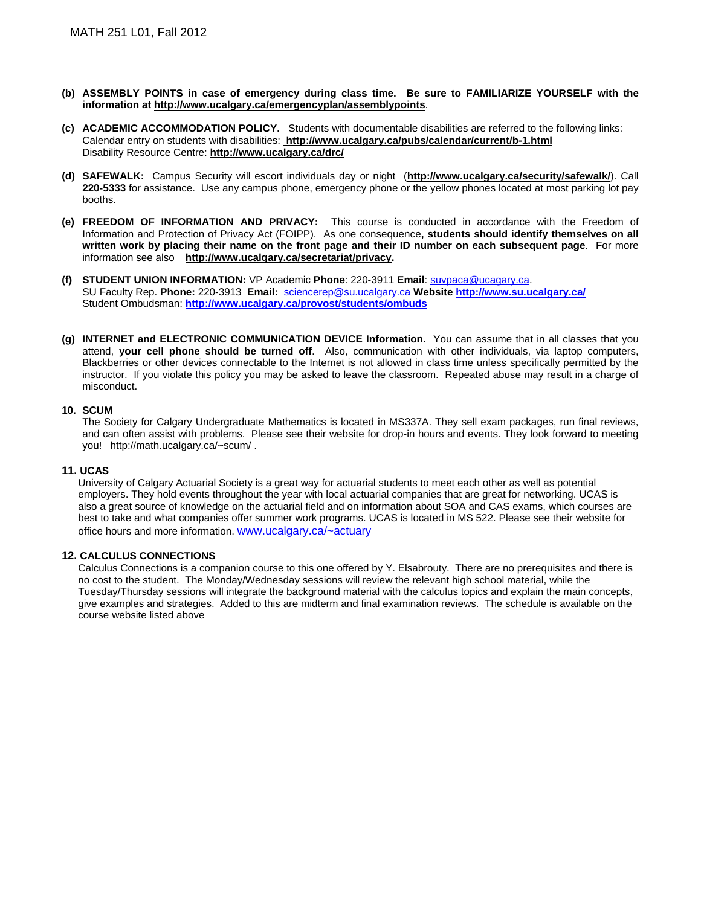**(b) ASSEMBLY POINTS in case of emergency during class time. Be sure to FAMILIARIZE YOURSELF with the information at http://www.ucalgary.ca/emergencyplan/assemblypoints**.

**(c) ACADEMIC ACCOMMODATION POLICY.** Students with documentable disabilities are referred to the following links:
Calendar entry on students with disabilities: **http://www.ucalgary.ca/pubs/calendar/current/b-1.html**
Disability Resource Centre: **http://www.ucalgary.ca/drc/**

**(d) SAFEWALK:** Campus Security will escort individuals day or night (**http://www.ucalgary.ca/security/safewalk/**). Call **220-5333** for assistance. Use any campus phone, emergency phone or the yellow phones located at most parking lot pay booths.

**(e) FREEDOM OF INFORMATION AND PRIVACY:** This course is conducted in accordance with the Freedom of Information and Protection of Privacy Act (FOIPP). As one consequence**, students should identify themselves on all written work by placing their name on the front page and their ID number on each subsequent page**. For more information see also **http://www.ucalgary.ca/secretariat/privacy.**

**(f) STUDENT UNION INFORMATION:** VP Academic **Phone**: 220-3911 **Email**: suvpaca@ucagary.ca.
SU Faculty Rep. **Phone:** 220-3913 **Email:** sciencerep@su.ucalgary.ca **Website http://www.su.ucalgary.ca/**
Student Ombudsman: **http://www.ucalgary.ca/provost/students/ombuds**

**(g) INTERNET and ELECTRONIC COMMUNICATION DEVICE Information.** You can assume that in all classes that you attend, **your cell phone should be turned off**. Also, communication with other individuals, via laptop computers, Blackberries or other devices connectable to the Internet is not allowed in class time unless specifically permitted by the instructor. If you violate this policy you may be asked to leave the classroom. Repeated abuse may result in a charge of misconduct.

## 10. SCUM

The Society for Calgary Undergraduate Mathematics is located in MS337A. They sell exam packages, run final reviews, and can often assist with problems. Please see their website for drop-in hours and events. They look forward to meeting you! http://math.ucalgary.ca/~scum/ .

## 11. UCAS

University of Calgary Actuarial Society is a great way for actuarial students to meet each other as well as potential employers. They hold events throughout the year with local actuarial companies that are great for networking. UCAS is also a great source of knowledge on the actuarial field and on information about SOA and CAS exams, which courses are best to take and what companies offer summer work programs. UCAS is located in MS 522. Please see their website for office hours and more information. www.ucalgary.ca/~actuary

## 12. CALCULUS CONNECTIONS

Calculus Connections is a companion course to this one offered by Y. Elsabrouty. There are no prerequisites and there is no cost to the student. The Monday/Wednesday sessions will review the relevant high school material, while the Tuesday/Thursday sessions will integrate the background material with the calculus topics and explain the main concepts, give examples and strategies. Added to this are midterm and final examination reviews. The schedule is available on the course website listed above